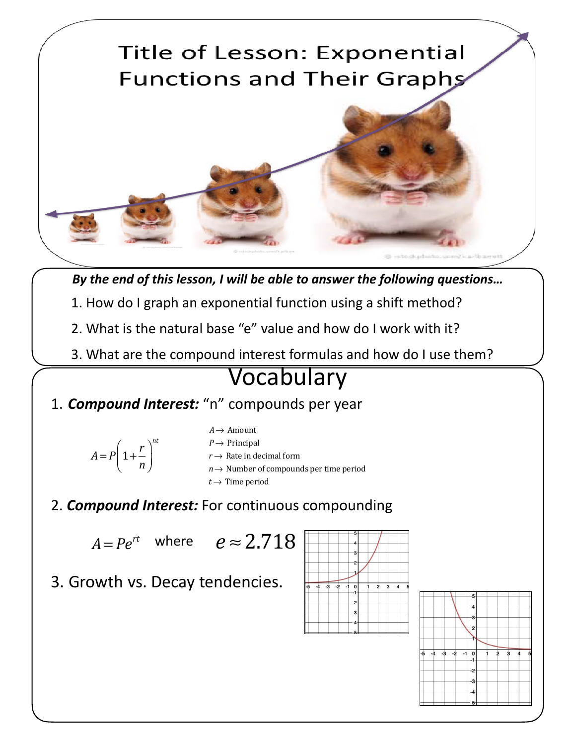# Title of Lesson: Exponential Functions and Their Graphs

***By the end of this lesson, I will be able to answer the following questions…***

1. How do I graph an exponential function using a shift method?
2. What is the natural base "e" value and how do I work with it?
3. What are the compound interest formulas and how do I use them?

## Vocabulary

1. ***Compound Interest:*** "n" compounds per year

$$A = P\left(1 + \frac{r}{n}\right)^{nt}$$

- $A \rightarrow$ Amount
- $P \rightarrow$ Principal
- $r \rightarrow$ Rate in decimal form
- $n \rightarrow$ Number of compounds per time period
- $t \rightarrow$ Time period

2. ***Compound Interest:*** For continuous compounding

$A = Pe^{rt}$ where $e \approx 2.718$

3. Growth vs. Decay tendencies.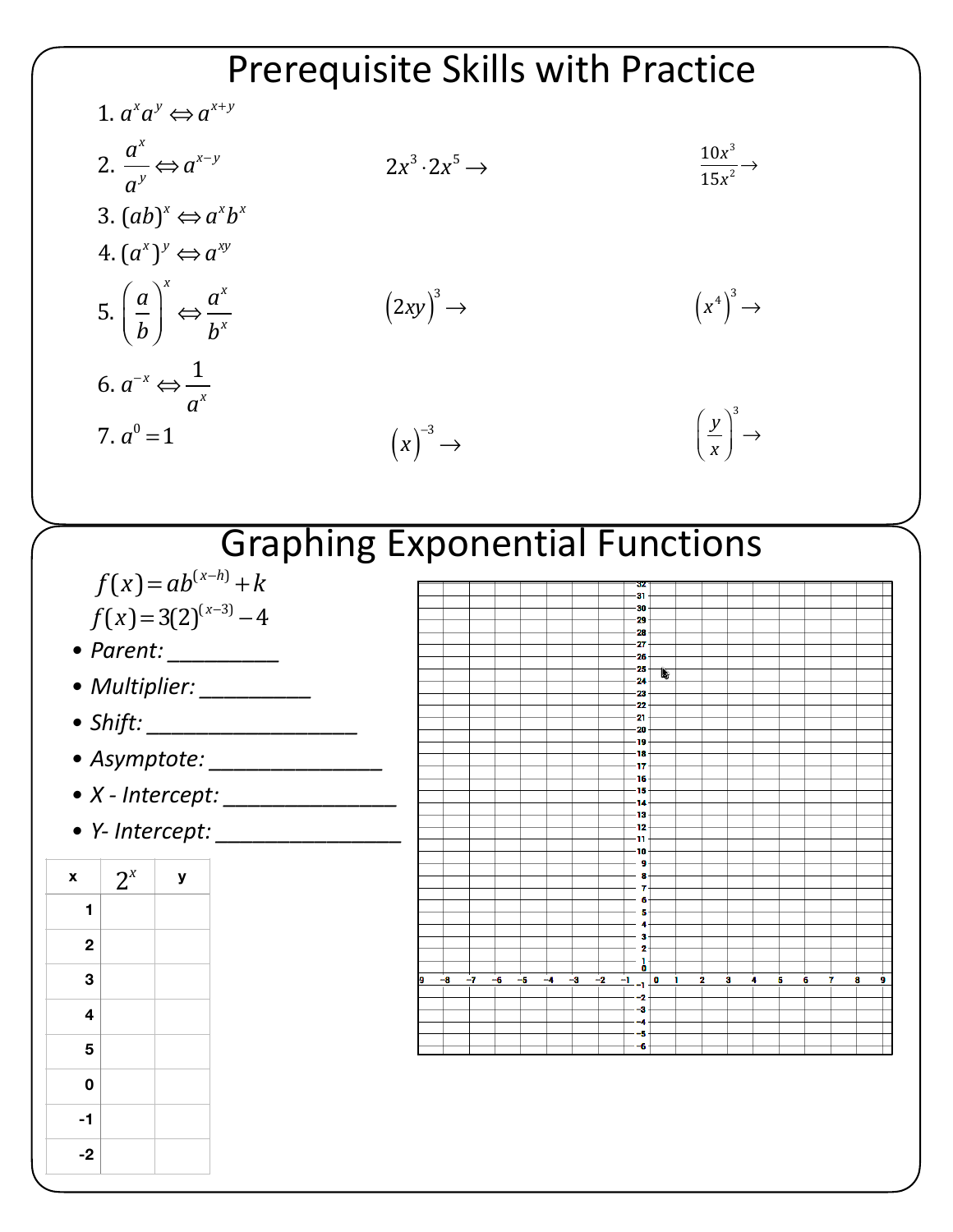# Prerequisite Skills with Practice

1. $a^x a^y \Leftrightarrow a^{x+y}$
2. $\dfrac{a^x}{a^y} \Leftrightarrow a^{x-y}$
3. $(ab)^x \Leftrightarrow a^x b^x$
4. $(a^x)^y \Leftrightarrow a^{xy}$
5. $\left(\dfrac{a}{b}\right)^x \Leftrightarrow \dfrac{a^x}{b^x}$
6. $a^{-x} \Leftrightarrow \dfrac{1}{a^x}$
7. $a^0 = 1$

$2x^3 \cdot 2x^5 \rightarrow$

$\dfrac{10x^3}{15x^2} \rightarrow$

$(2xy)^3 \rightarrow$

$(x^4)^3 \rightarrow$

$(x)^{-3} \rightarrow$

$\left(\dfrac{y}{x}\right)^3 \rightarrow$

# Graphing Exponential Functions

$f(x) = ab^{(x-h)} + k$

$f(x) = 3(2)^{(x-3)} - 4$

- *Parent:* __________
- *Multiplier:* __________
- *Shift:* ___________________
- *Asymptote:* ________________
- *X - Intercept:* ________________
- *Y- Intercept:* _________________

| x | $2^x$ | y |
|---|---|---|
| 1 | | |
| 2 | | |
| 3 | | |
| 4 | | |
| 5 | | |
| 0 | | |
| -1 | | |
| -2 | | |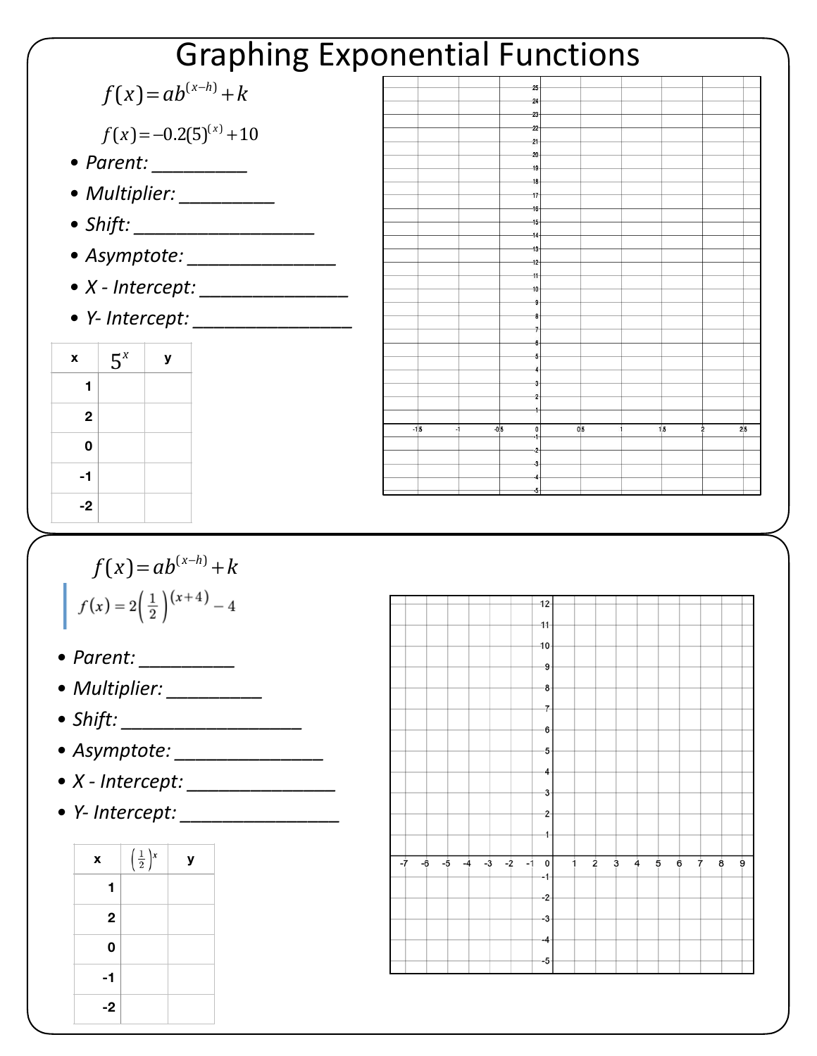# Graphing Exponential Functions

$f(x)=ab^{(x-h)}+k$

$f(x)=-0.2(5)^{(x)}+10$

- *Parent:* __________
- *Multiplier:* __________
- *Shift:* ____________________
- *Asymptote:* ________________
- *X - Intercept:* ________________
- *Y- Intercept:* _________________

| x | $5^x$ | y |
|---|---|---|
| 1 | | |
| 2 | | |
| 0 | | |
| -1 | | |
| -2 | | |

$f(x)=ab^{(x-h)}+k$

$f(x)=2\left(\frac{1}{2}\right)^{(x+4)}-4$

- *Parent:* __________
- *Multiplier:* __________
- *Shift:* ____________________
- *Asymptote:* ________________
- *X - Intercept:* ________________
- *Y- Intercept:* _________________

| x | $\left(\frac{1}{2}\right)^x$ | y |
|---|---|---|
| 1 | | |
| 2 | | |
| 0 | | |
| -1 | | |
| -2 | | |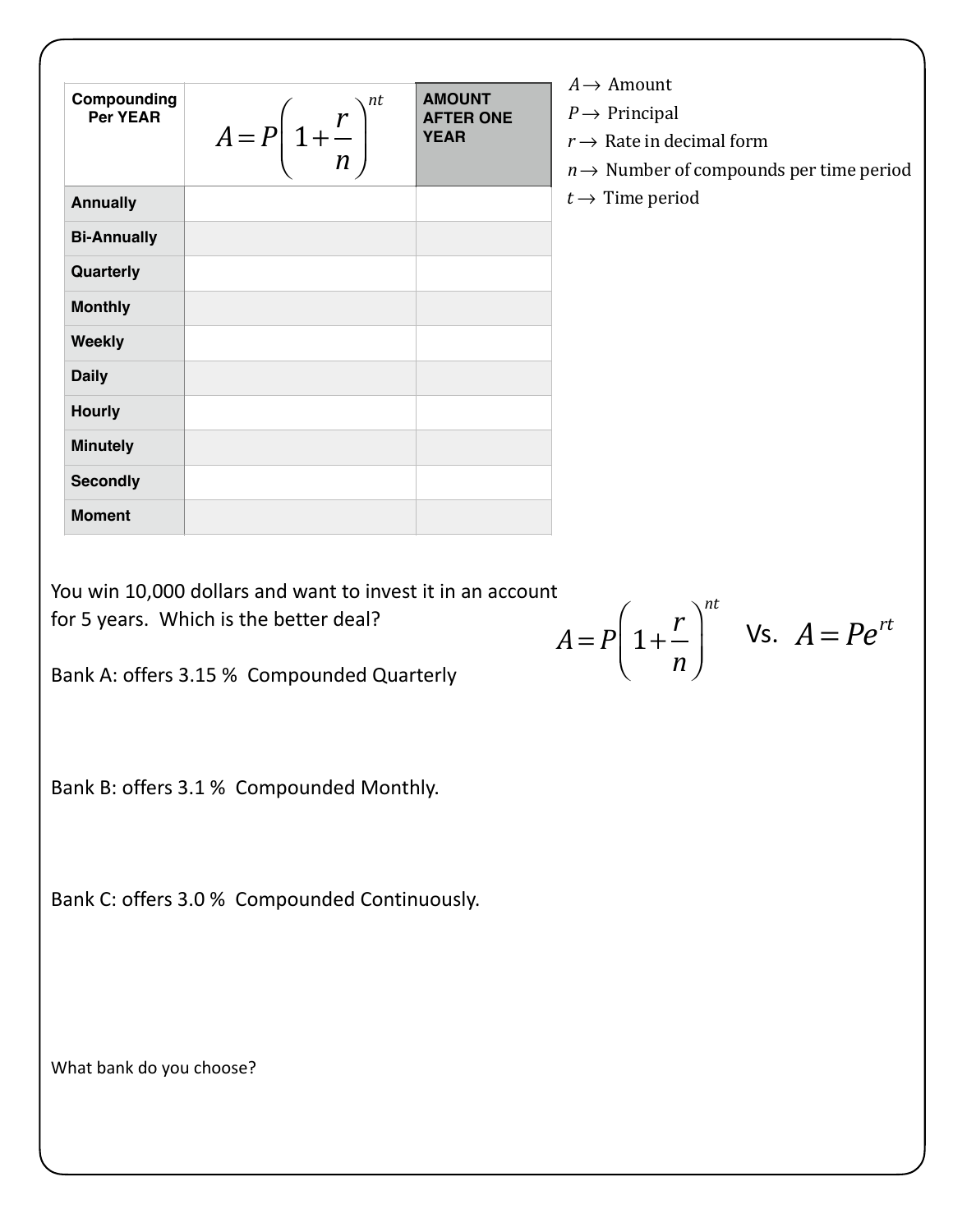| Compounding Per YEAR | $A = P\left(1 + \frac{r}{n}\right)^{nt}$ | AMOUNT AFTER ONE YEAR |
|---|---|---|
| Annually | | |
| Bi-Annually | | |
| Quarterly | | |
| Monthly | | |
| Weekly | | |
| Daily | | |
| Hourly | | |
| Minutely | | |
| Secondly | | |
| Moment | | |

$A \rightarrow$ Amount

$P \rightarrow$ Principal

$r \rightarrow$ Rate in decimal form

$n \rightarrow$ Number of compounds per time period

$t \rightarrow$ Time period

You win 10,000 dollars and want to invest it in an account for 5 years. Which is the better deal?

$$A = P\left(1 + \frac{r}{n}\right)^{nt} \quad \text{Vs.} \quad A = Pe^{rt}$$

Bank A: offers 3.15 % Compounded Quarterly

Bank B: offers 3.1 % Compounded Monthly.

Bank C: offers 3.0 % Compounded Continuously.

What bank do you choose?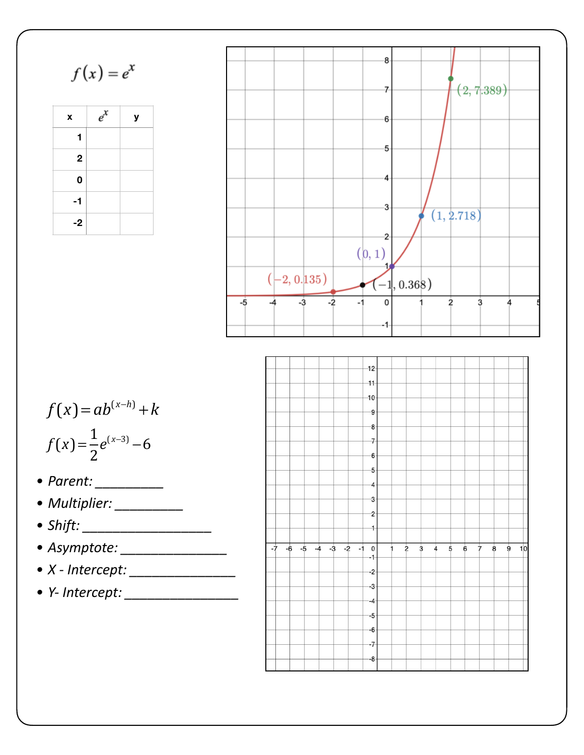$f(x) = e^x$

| x | $e^x$ | y |
|---|---|---|
| 1 | | |
| 2 | | |
| 0 | | |
| -1 | | |
| -2 | | |

$(2, 7.389)$

$(1, 2.718)$

$(0, 1)$

$(-2, 0.135)$

$(-1, 0.368)$

$$f(x) = ab^{(x-h)} + k$$

$$f(x) = \frac{1}{2}e^{(x-3)} - 6$$

- *Parent:* __________
- *Multiplier:* __________
- *Shift:* ___________________
- *Asymptote:* _______________
- *X - Intercept:* _______________
- *Y- Intercept:* ________________